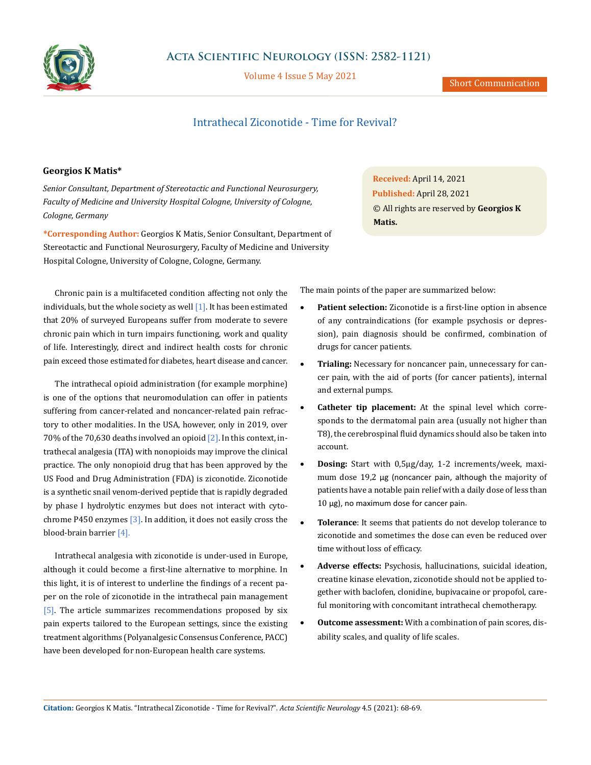Short Communication

# Intrathecal Ziconotide - Time for Revival?

**Georgios K Matis***

*Senior Consultant, Department of Stereotactic and Functional Neurosurgery, Faculty of Medicine and University Hospital Cologne, University of Cologne, Cologne, Germany*

***Corresponding Author:** Georgios K Matis, Senior Consultant, Department of Stereotactic and Functional Neurosurgery, Faculty of Medicine and University Hospital Cologne, University of Cologne, Cologne, Germany.

**Received:** April 14, 2021
**Published:** April 28, 2021
© All rights are reserved by **Georgios K Matis.**

Chronic pain is a multifaceted condition affecting not only the individuals, but the whole society as well [1]. It has been estimated that 20% of surveyed Europeans suffer from moderate to severe chronic pain which in turn impairs functioning, work and quality of life. Interestingly, direct and indirect health costs for chronic pain exceed those estimated for diabetes, heart disease and cancer.

The intrathecal opioid administration (for example morphine) is one of the options that neuromodulation can offer in patients suffering from cancer-related and noncancer-related pain refractory to other modalities. In the USA, however, only in 2019, over 70% of the 70,630 deaths involved an opioid [2]. In this context, intrathecal analgesia (ITA) with nonopioids may improve the clinical practice. The only nonopioid drug that has been approved by the US Food and Drug Administration (FDA) is ziconotide. Ziconotide is a synthetic snail venom-derived peptide that is rapidly degraded by phase I hydrolytic enzymes but does not interact with cytochrome P450 enzymes [3]. In addition, it does not easily cross the blood-brain barrier [4].

Intrathecal analgesia with ziconotide is under-used in Europe, although it could become a first-line alternative to morphine. In this light, it is of interest to underline the findings of a recent paper on the role of ziconotide in the intrathecal pain management [5]. The article summarizes recommendations proposed by six pain experts tailored to the European settings, since the existing treatment algorithms (Polyanalgesic Consensus Conference, PACC) have been developed for non-European health care systems.

The main points of the paper are summarized below:

- **Patient selection:** Ziconotide is a first-line option in absence of any contraindications (for example psychosis or depression), pain diagnosis should be confirmed, combination of drugs for cancer patients.
- **Trialing:** Necessary for noncancer pain, unnecessary for cancer pain, with the aid of ports (for cancer patients), internal and external pumps.
- **Catheter tip placement:** At the spinal level which corresponds to the dermatomal pain area (usually not higher than T8), the cerebrospinal fluid dynamics should also be taken into account.
- **Dosing:** Start with 0,5μg/day, 1-2 increments/week, maximum dose 19,2 μg (noncancer pain, although the majority of patients have a notable pain relief with a daily dose of less than 10 μg), no maximum dose for cancer pain.
- **Tolerance**: It seems that patients do not develop tolerance to ziconotide and sometimes the dose can even be reduced over time without loss of efficacy.
- **Adverse effects:** Psychosis, hallucinations, suicidal ideation, creatine kinase elevation, ziconotide should not be applied together with baclofen, clonidine, bupivacaine or propofol, careful monitoring with concomitant intrathecal chemotherapy.
- **Outcome assessment:** With a combination of pain scores, disability scales, and quality of life scales.

**Citation:** Georgios K Matis. "Intrathecal Ziconotide - Time for Revival?". *Acta Scientific Neurology* 4.5 (2021): 68-69.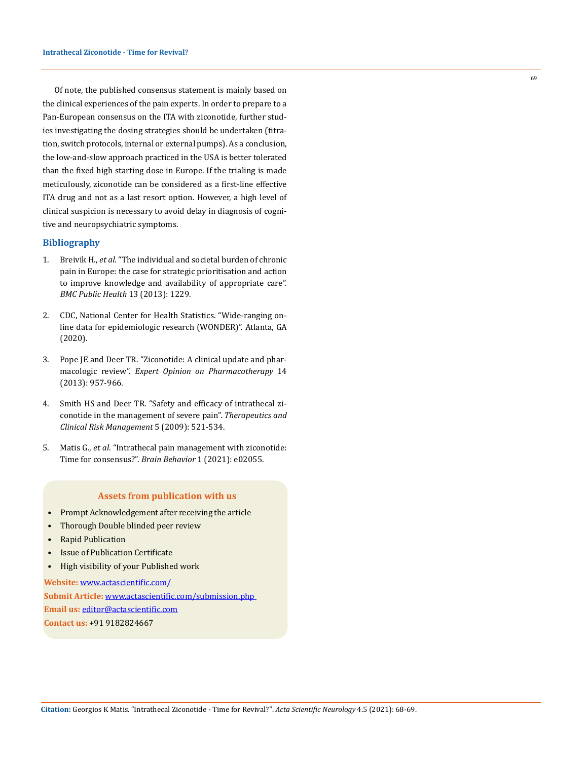Of note, the published consensus statement is mainly based on the clinical experiences of the pain experts. In order to prepare to a Pan-European consensus on the ITA with ziconotide, further studies investigating the dosing strategies should be undertaken (titration, switch protocols, internal or external pumps). As a conclusion, the low-and-slow approach practiced in the USA is better tolerated than the fixed high starting dose in Europe. If the trialing is made meticulously, ziconotide can be considered as a first-line effective ITA drug and not as a last resort option. However, a high level of clinical suspicion is necessary to avoid delay in diagnosis of cognitive and neuropsychiatric symptoms.

## Bibliography

1. Breivik H., *et al*. "The individual and societal burden of chronic pain in Europe: the case for strategic prioritisation and action to improve knowledge and availability of appropriate care". *BMC Public Health* 13 (2013): 1229.
2. CDC, National Center for Health Statistics. "Wide-ranging online data for epidemiologic research (WONDER)". Atlanta, GA (2020).
3. Pope JE and Deer TR. "Ziconotide: A clinical update and pharmacologic review". *Expert Opinion on Pharmacotherapy* 14 (2013): 957-966.
4. Smith HS and Deer TR. "Safety and efficacy of intrathecal ziconotide in the management of severe pain". *Therapeutics and Clinical Risk Management* 5 (2009): 521-534.
5. Matis G., *et al*. "Intrathecal pain management with ziconotide: Time for consensus?". *Brain Behavior* 1 (2021): e02055.

**Assets from publication with us**

- Prompt Acknowledgement after receiving the article
- Thorough Double blinded peer review
- Rapid Publication
- Issue of Publication Certificate
- High visibility of your Published work

**Website:** www.actascientific.com/
**Submit Article:** www.actascientific.com/submission.php
**Email us:** editor@actascientific.com
**Contact us:** +91 9182824667